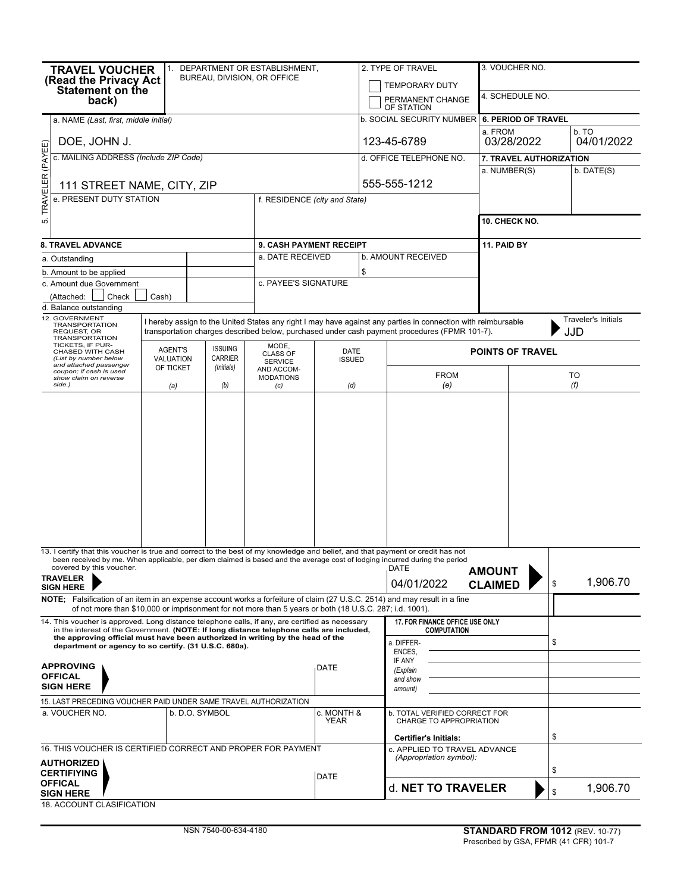# TRAVEL VOUCHER (Read the Privacy Act Statement on the back)

1. DEPARTMENT OR ESTABLISHMENT, BUREAU, DIVISION, OR OFFICE

2. TYPE OF TRAVEL
- ☐ TEMPORARY DUTY
- ☐ PERMANENT CHANGE OF STATION

3. VOUCHER NO.

4. SCHEDULE NO.

## 5. TRAVEL (PAYEE)

a. NAME *(Last, first, middle initial)*: DOE, JOHN J.

b. SOCIAL SECURITY NUMBER: 123-45-6789

c. MAILING ADDRESS *(Include ZIP Code)*: 111 STREET NAME, CITY, ZIP

d. OFFICE TELEPHONE NO.: 555-555-1212

e. PRESENT DUTY STATION

f. RESIDENCE *(city and State)*

**6. PERIOD OF TRAVEL**

a. FROM: 03/28/2022

b. TO: 04/01/2022

**7. TRAVEL AUTHORIZATION**

a. NUMBER(S)

b. DATE(S)

**10. CHECK NO.**

**8. TRAVEL ADVANCE**

a. Outstanding

b. Amount to be applied

c. Amount due Government (Attached: ☐ Check ☐ Cash)

d. Balance outstanding

**9. CASH PAYMENT RECEIPT**

a. DATE RECEIVED

b. AMOUNT RECEIVED $

c. PAYEE'S SIGNATURE

**11. PAID BY**

12. GOVERNMENT TRANSPORTATION REQUEST, OR TRANSPORTATION TICKETS, IF PURCHASED WITH CASH *(List by number below and attached passenger coupon; if cash is used show claim on reverse side.)*

I hereby assign to the United States any right I may have against any parties in connection with reimbursable transportation charges described below, purchased under cash payment procedures (FPMR 101-7).

Traveler's Initials: JJD

| AGENT'S VALUATION OF TICKET (a) | ISSUING CARRIER (Initials) (b) | MODE, CLASS OF SERVICE AND ACCOMMODATIONS (c) | DATE ISSUED (d) | POINTS OF TRAVEL FROM (e) | POINTS OF TRAVEL TO (f) |
|---|---|---|---|---|---|
| | | | | | |

13. I certify that this voucher is true and correct to the best of my knowledge and belief, and that payment or credit has not been received by me. When applicable, per diem claimed is based and the average cost of lodging incurred during the period covered by this voucher.

**TRAVELER SIGN HERE**

DATE: 04/01/2022

**AMOUNT CLAIMED** $ 1,906.70

**NOTE;** Falsification of an item in an expense account works a forfeiture of claim (27 U.S.C. 2514) and may result in a fine of not more than $10,000 or imprisonment for not more than 5 years or both (18 U.S.C. 287; i.d. 1001).

14. This voucher is approved. Long distance telephone calls, if any, are certified as necessary in the interest of the Government. **(NOTE: If long distance telephone calls are included, the approving official must have been authorized in writing by the head of the department or agency to so certify. (31 U.S.C. 680a).**

**APPROVING OFFICAL SIGN HERE**

DATE

15. LAST PRECEDING VOUCHER PAID UNDER SAME TRAVEL AUTHORIZATION

| a. VOUCHER NO. | b. D.O. SYMBOL | c. MONTH & YEAR |
|---|---|---|
| | | |

16. THIS VOUCHER IS CERTIFIED CORRECT AND PROPER FOR PAYMENT

**AUTHORIZED CERTIFIYING OFFICAL SIGN HERE**

DATE

**17. FOR FINANCE OFFICE USE ONLY COMPUTATION**

a. DIFFERENCES, IF ANY *(Explain and show amount)* $

b. TOTAL VERIFIED CORRECT FOR CHARGE TO APPROPRIATION

Certifier's Initials: $

c. APPLIED TO TRAVEL ADVANCE *(Appropriation symbol):* $

d. **NET TO TRAVELER** $ 1,906.70

18. ACCOUNT CLASIFICATION

NSN 7540-00-634-4180

**STANDARD FROM 1012** (REV. 10-77)
Prescribed by GSA, FPMR (41 CFR) 101-7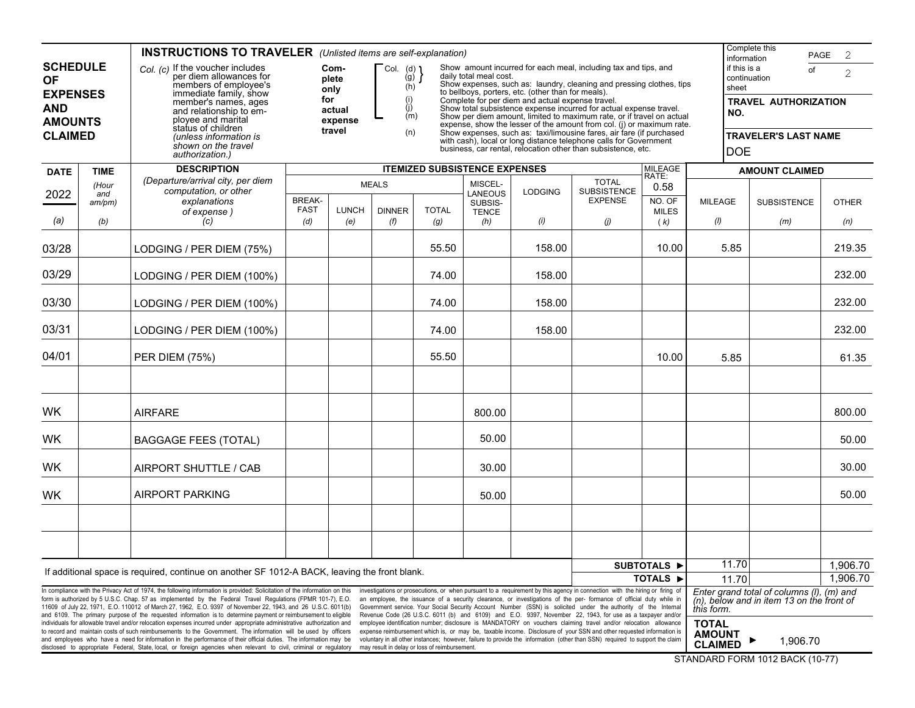# SCHEDULE OF EXPENSES AND AMOUNTS CLAIMED

**INSTRUCTIONS TO TRAVELER** *(Unlisted items are self-explanatory)*

Col. (c) If the voucher includes per diem allowances for members of employee's immediate family, show member's names, ages and relationship to employee and marital status of children *(unless information is shown on the travel authorization.)*

**Complete only for actual expense travel**

- Col. (d), (g), (h) Show amount incurred for each meal, including tax and tips, and daily total meal cost. Show expenses, such as: laundry, cleaning and pressing clothes, tips to bellboys, porters, etc. (other than for meals).
- (i) Complete for per diem and actual expense travel.
- (j) Show total subsistence expense incurred for actual expense travel.
- (m) Show per diem amount, limited to maximum rate, or if travel on actual expense, show the lesser of the amount from col. (j) or maximum rate.
- (n) Show expenses, such as: taxi/limousine fares, air fare (if purchased with cash), local or long distance telephone calls for Government business, car rental, relocation other than subsistence, etc.

Complete this information if this is a continuation sheet — PAGE 2 of 2

**TRAVEL AUTHORIZATION NO.**

**TRAVELER'S LAST NAME** DOE

| DATE 2022 (a) | TIME (Hour and am/pm) (b) | DESCRIPTION (Departure/arrival city, per diem computation, or other explanations of expense) (c) | ITEMIZED SUBSISTENCE EXPENSES — MEALS — BREAKFAST (d) | LUNCH (e) | DINNER (f) | TOTAL (g) | MISCELLANEOUS SUBSISTENCE (h) | LODGING (i) | TOTAL SUBSISTENCE EXPENSE (j) | MILEAGE RATE: 0.58 — NO. OF MILES (k) | AMOUNT CLAIMED — MILEAGE (l) | SUBSISTENCE (m) | OTHER (n) |
|---|---|---|---|---|---|---|---|---|---|---|---|---|---|
| 03/28 | | LODGING / PER DIEM (75%) | | | | 55.50 | | 158.00 | | 10.00 | 5.85 | | 219.35 |
| 03/29 | | LODGING / PER DIEM (100%) | | | | 74.00 | | 158.00 | | | | | 232.00 |
| 03/30 | | LODGING / PER DIEM (100%) | | | | 74.00 | | 158.00 | | | | | 232.00 |
| 03/31 | | LODGING / PER DIEM (100%) | | | | 74.00 | | 158.00 | | | | | 232.00 |
| 04/01 | | PER DIEM (75%) | | | | 55.50 | | | | 10.00 | 5.85 | | 61.35 |
| | | | | | | | | | | | | | |
| WK | | AIRFARE | | | | | 800.00 | | | | | | 800.00 |
| WK | | BAGGAGE FEES (TOTAL) | | | | | 50.00 | | | | | | 50.00 |
| WK | | AIRPORT SHUTTLE / CAB | | | | | 30.00 | | | | | | 30.00 |
| WK | | AIRPORT PARKING | | | | | 50.00 | | | | | | 50.00 |
| | | | | | | | | | | | | | |
| | | | | | | | | | | | | | |
| | | | | | | | | | | SUBTOTALS ► | 11.70 | | 1,906.70 |
| | | | | | | | | | | TOTALS ► | 11.70 | | 1,906.70 |

If additional space is required, continue on another SF 1012-A BACK, leaving the front blank.

*Enter grand total of columns (l), (m) and (n), below and in item 13 on the front of this form.*

**TOTAL AMOUNT CLAIMED** ► 1,906.70

In compliance with the Privacy Act of 1974, the following information is provided: Solicitation of the information on this form is authorized by 5 U.S.C. Chap. 57 as implemented by the Federal Travel Regulations (FPMR 101-7), E.O. 11609 of July 22, 1971, E.O. 110012 of March 27, 1962, E.O. 9397 of November 22, 1943, and 26 U.S.C. 6011(b) and 6109. The primary purpose of the requested information is to determine payment or reimbursement to eligible individuals for allowable travel and/or relocation expenses incurred under appropriate administrative authorization and to record and maintain costs of such reimbursements to the Government. The information will be used by officers and employees who have a need for information in the performance of their official duties. The information may be disclosed to appropriate Federal, State, local, or foreign agencies when relevant to civil, criminal or regulatory investigations or prosecutions, or when pursuant to a requirement by this agency in connection with the hiring or firing of an employee, the issuance of a security clearance, or investigations of the per- formance of official duty while in Government service. Your Social Security Account Number (SSN) is solicited under the authority of the Internal Revenue Code (26 U.S.C. 6011 (b) and 6109) and E.O. 9397, November 22, 1943, for use as a taxpayer and/or employee identification number; disclosure is MANDATORY on vouchers claiming travel and/or relocation allowance expense reimbursement which is, or may be, taxable income. Disclosure of your SSN and other requested information is voluntary in all other instances; however, failure to provide the information (other than SSN) required to support the claim may result in delay or loss of reimbursement.

STANDARD FORM 1012 BACK (10-77)